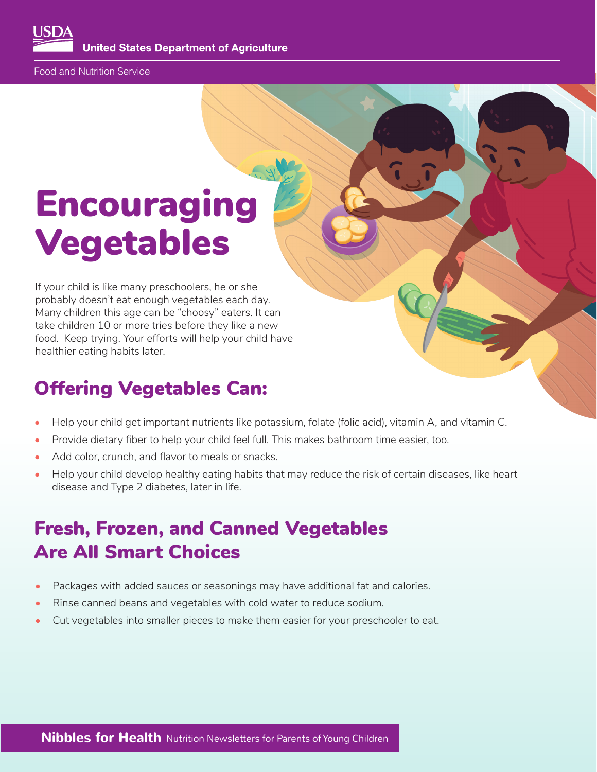USDA United States Department of Agriculture

Food and Nutrition Service

# Encouraging Vegetables

If your child is like many preschoolers, he or she probably doesn't eat enough vegetables each day. Many children this age can be "choosy" eaters. It can take children 10 or more tries before they like a new food. Keep trying. Your efforts will help your child have healthier eating habits later.

## Offering Vegetables Can:

- Help your child get important nutrients like potassium, folate (folic acid), vitamin A, and vitamin C.
- Provide dietary fiber to help your child feel full. This makes bathroom time easier, too.
- Add color, crunch, and flavor to meals or snacks.
- Help your child develop healthy eating habits that may reduce the risk of certain diseases, like heart disease and Type 2 diabetes, later in life.

## Fresh, Frozen, and Canned Vegetables Are All Smart Choices

- Packages with added sauces or seasonings may have additional fat and calories.
- Rinse canned beans and vegetables with cold water to reduce sodium.
- Cut vegetables into smaller pieces to make them easier for your preschooler to eat.

**Nibbles for Health** Nutrition Newsletters for Parents of Young Children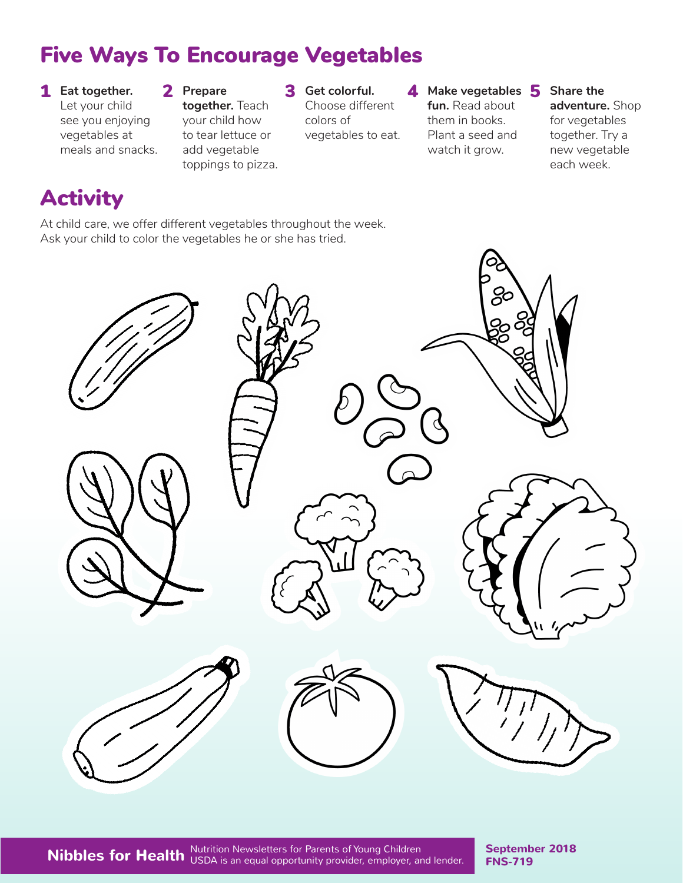## Five Ways To Encourage Vegetables

1. **Eat together.** Let your child see you enjoying vegetables at meals and snacks.
2. **Prepare together.** Teach your child how to tear lettuce or add vegetable toppings to pizza.
3. **Get colorful.** Choose different colors of vegetables to eat.
4. **Make vegetables fun.** Read about them in books. Plant a seed and watch it grow.
5. **Share the adventure.** Shop for vegetables together. Try a new vegetable each week.

## Activity

At child care, we offer different vegetables throughout the week. Ask your child to color the vegetables he or she has tried.

**Nibbles for Health** Nutrition Newsletters for Parents of Young Children
USDA is an equal opportunity provider, employer, and lender.

**September 2018**
**FNS-719**